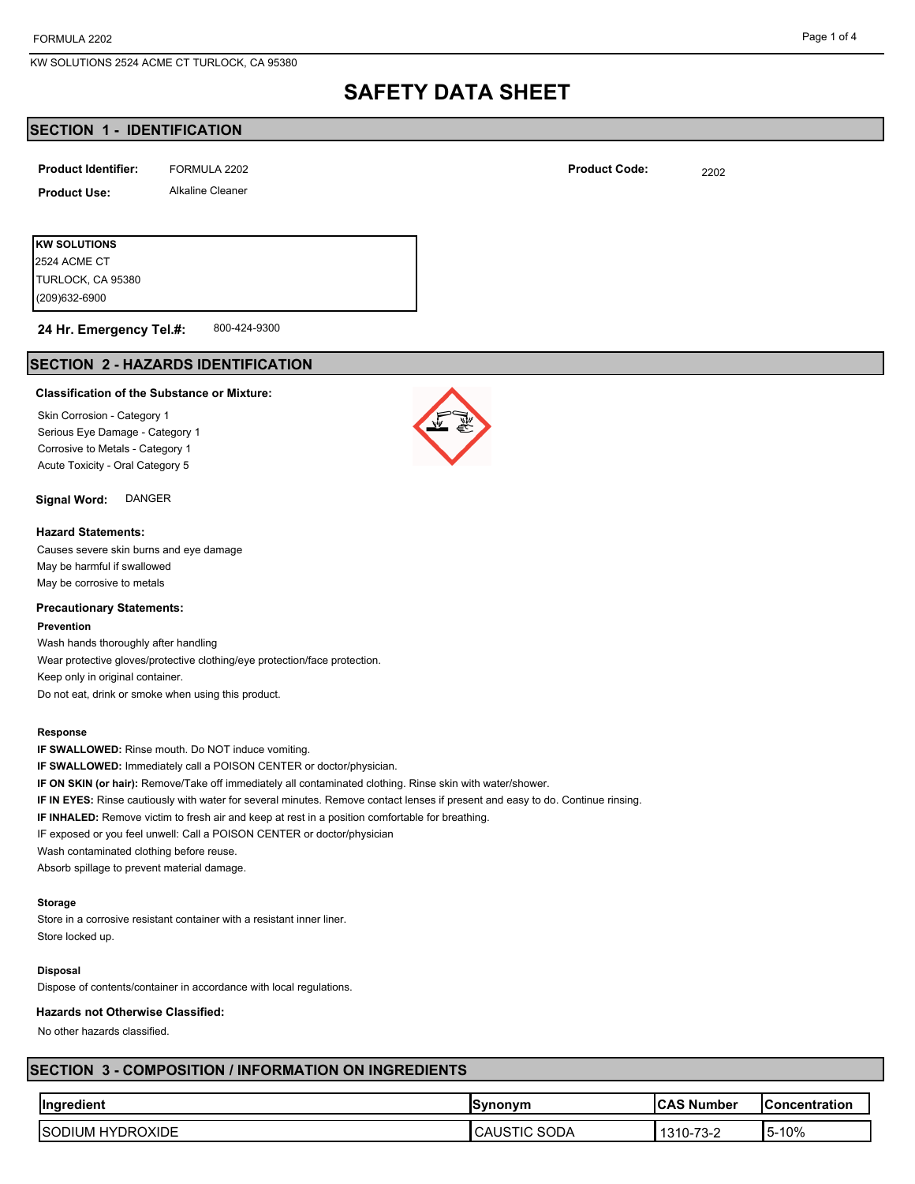# SAFETY DATA SHEET

## SECTION 1 - IDENTIFICATION

**Product Identifier:** FORMULA 2202

**Product Code:** 2202

**Product Use:** Alkaline Cleaner

**KW SOLUTIONS**
2524 ACME CT
TURLOCK, CA 95380
(209)632-6900

**24 Hr. Emergency Tel.#:** 800-424-9300

## SECTION 2 - HAZARDS IDENTIFICATION

**Classification of the Substance or Mixture:**

Skin Corrosion - Category 1
Serious Eye Damage - Category 1
Corrosive to Metals - Category 1
Acute Toxicity - Oral Category 5

**Signal Word:** DANGER

**Hazard Statements:**

Causes severe skin burns and eye damage
May be harmful if swallowed
May be corrosive to metals

**Precautionary Statements:**

**Prevention**

Wash hands thoroughly after handling
Wear protective gloves/protective clothing/eye protection/face protection.
Keep only in original container.
Do not eat, drink or smoke when using this product.

**Response**

**IF SWALLOWED:** Rinse mouth. Do NOT induce vomiting.
**IF SWALLOWED:** Immediately call a POISON CENTER or doctor/physician.
**IF ON SKIN (or hair):** Remove/Take off immediately all contaminated clothing. Rinse skin with water/shower.
**IF IN EYES:** Rinse cautiously with water for several minutes. Remove contact lenses if present and easy to do. Continue rinsing.
**IF INHALED:** Remove victim to fresh air and keep at rest in a position comfortable for breathing.
IF exposed or you feel unwell: Call a POISON CENTER or doctor/physician
Wash contaminated clothing before reuse.
Absorb spillage to prevent material damage.

**Storage**

Store in a corrosive resistant container with a resistant inner liner.
Store locked up.

**Disposal**

Dispose of contents/container in accordance with local regulations.

**Hazards not Otherwise Classified:**

No other hazards classified.

## SECTION 3 - COMPOSITION / INFORMATION ON INGREDIENTS

| Ingredient | Synonym | CAS Number | Concentration |
|---|---|---|---|
| SODIUM HYDROXIDE | CAUSTIC SODA | 1310-73-2 | 5-10% |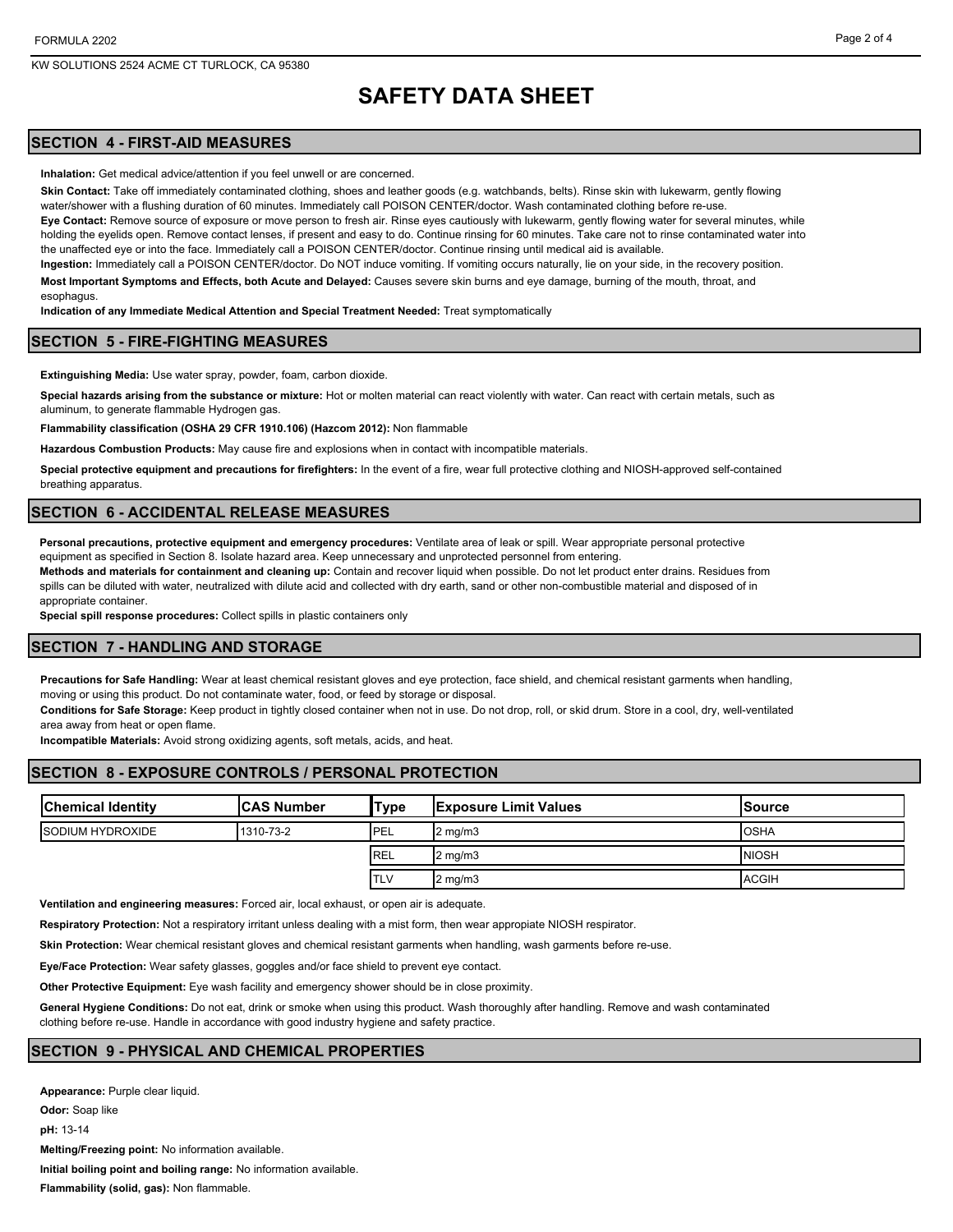# SAFETY DATA SHEET

## SECTION 4 - FIRST-AID MEASURES

**Inhalation:** Get medical advice/attention if you feel unwell or are concerned.

**Skin Contact:** Take off immediately contaminated clothing, shoes and leather goods (e.g. watchbands, belts). Rinse skin with lukewarm, gently flowing water/shower with a flushing duration of 60 minutes. Immediately call POISON CENTER/doctor. Wash contaminated clothing before re-use.

**Eye Contact:** Remove source of exposure or move person to fresh air. Rinse eyes cautiously with lukewarm, gently flowing water for several minutes, while holding the eyelids open. Remove contact lenses, if present and easy to do. Continue rinsing for 60 minutes. Take care not to rinse contaminated water into the unaffected eye or into the face. Immediately call a POISON CENTER/doctor. Continue rinsing until medical aid is available.

**Ingestion:** Immediately call a POISON CENTER/doctor. Do NOT induce vomiting. If vomiting occurs naturally, lie on your side, in the recovery position.

**Most Important Symptoms and Effects, both Acute and Delayed:** Causes severe skin burns and eye damage, burning of the mouth, throat, and esophagus.

**Indication of any Immediate Medical Attention and Special Treatment Needed:** Treat symptomatically

## SECTION 5 - FIRE-FIGHTING MEASURES

**Extinguishing Media:** Use water spray, powder, foam, carbon dioxide.

**Special hazards arising from the substance or mixture:** Hot or molten material can react violently with water. Can react with certain metals, such as aluminum, to generate flammable Hydrogen gas.

**Flammability classification (OSHA 29 CFR 1910.106) (Hazcom 2012):** Non flammable

**Hazardous Combustion Products:** May cause fire and explosions when in contact with incompatible materials.

**Special protective equipment and precautions for firefighters:** In the event of a fire, wear full protective clothing and NIOSH-approved self-contained breathing apparatus.

## SECTION 6 - ACCIDENTAL RELEASE MEASURES

**Personal precautions, protective equipment and emergency procedures:** Ventilate area of leak or spill. Wear appropriate personal protective equipment as specified in Section 8. Isolate hazard area. Keep unnecessary and unprotected personnel from entering.

**Methods and materials for containment and cleaning up:** Contain and recover liquid when possible. Do not let product enter drains. Residues from spills can be diluted with water, neutralized with dilute acid and collected with dry earth, sand or other non-combustible material and disposed of in appropriate container.

**Special spill response procedures:** Collect spills in plastic containers only

## SECTION 7 - HANDLING AND STORAGE

**Precautions for Safe Handling:** Wear at least chemical resistant gloves and eye protection, face shield, and chemical resistant garments when handling, moving or using this product. Do not contaminate water, food, or feed by storage or disposal.

**Conditions for Safe Storage:** Keep product in tightly closed container when not in use. Do not drop, roll, or skid drum. Store in a cool, dry, well-ventilated area away from heat or open flame.

**Incompatible Materials:** Avoid strong oxidizing agents, soft metals, acids, and heat.

## SECTION 8 - EXPOSURE CONTROLS / PERSONAL PROTECTION

| Chemical Identity | CAS Number | Type | Exposure Limit Values | Source |
|---|---|---|---|---|
| SODIUM HYDROXIDE | 1310-73-2 | PEL | 2 mg/m3 | OSHA |
| | | REL | 2 mg/m3 | NIOSH |
| | | TLV | 2 mg/m3 | ACGIH |

**Ventilation and engineering measures:** Forced air, local exhaust, or open air is adequate.

**Respiratory Protection:** Not a respiratory irritant unless dealing with a mist form, then wear appropiate NIOSH respirator.

**Skin Protection:** Wear chemical resistant gloves and chemical resistant garments when handling, wash garments before re-use.

**Eye/Face Protection:** Wear safety glasses, goggles and/or face shield to prevent eye contact.

**Other Protective Equipment:** Eye wash facility and emergency shower should be in close proximity.

**General Hygiene Conditions:** Do not eat, drink or smoke when using this product. Wash thoroughly after handling. Remove and wash contaminated clothing before re-use. Handle in accordance with good industry hygiene and safety practice.

## SECTION 9 - PHYSICAL AND CHEMICAL PROPERTIES

**Appearance:** Purple clear liquid.

**Odor:** Soap like

**pH:** 13-14

**Melting/Freezing point:** No information available.

**Initial boiling point and boiling range:** No information available.

**Flammability (solid, gas):** Non flammable.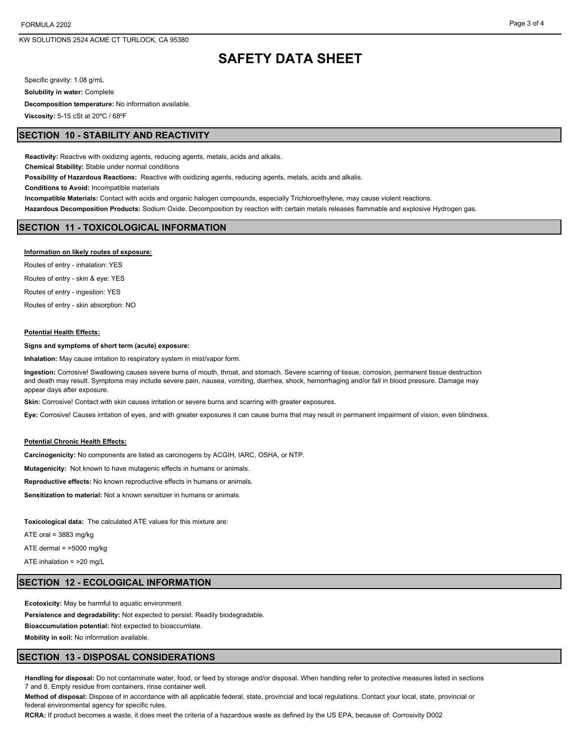# SAFETY DATA SHEET

Specific gravity: 1.08 g/mL

**Solubility in water:** Complete

**Decomposition temperature:** No information available.

**Viscosity:** 5-15 cSt at 20ºC / 68ºF

## SECTION 10 - STABILITY AND REACTIVITY

**Reactivity:** Reactive with oxidizing agents, reducing agents, metals, acids and alkalis.

**Chemical Stability:** Stable under normal conditions

**Possibility of Hazardous Reactions:** Reactive with oxidizing agents, reducing agents, metals, acids and alkalis.

**Conditions to Avoid:** Incompatible materials

**Incompatible Materials:** Contact with acids and organic halogen compounds, especially Trichloroethylene, may cause violent reactions.

**Hazardous Decomposition Products:** Sodium Oxide. Decomposition by reaction with certain metals releases flammable and explosive Hydrogen gas.

## SECTION 11 - TOXICOLOGICAL INFORMATION

**Information on likely routes of exposure:**

Routes of entry - inhalation: YES

Routes of entry - skin & eye: YES

Routes of entry - ingestion: YES

Routes of entry - skin absorption: NO

**Potential Health Effects:**

**Signs and symptoms of short term (acute) exposure:**

**Inhalation:** May cause irritation to respiratory system in mist/vapor form.

**Ingestion:** Corrosive! Swallowing causes severe burns of mouth, throat, and stomach. Severe scarring of tissue, corrosion, permanent tissue destruction and death may result. Symptoms may include severe pain, nausea, vomiting, diarrhea, shock, hemorrhaging and/or fall in blood pressure. Damage may appear days after exposure.

**Skin:** Corrosive! Contact with skin causes irritation or severe burns and scarring with greater exposures.

**Eye:** Corrosive! Causes irritation of eyes, and with greater exposures it can cause burns that may result in permanent impairment of vision, even blindness.

**Potential Chronic Health Effects:**

**Carcinogenicity:** No components are listed as carcinogens by ACGIH, IARC, OSHA, or NTP.

**Mutagenicity:** Not known to have mutagenic effects in humans or animals.

**Reproductive effects:** No known reproductive effects in humans or animals.

**Sensitization to material:** Not a known sensitizer in humans or animals.

**Toxicological data:** The calculated ATE values for this mixture are:

ATE oral = 3883 mg/kg

ATE dermal = >5000 mg/kg

ATE inhalation = >20 mg/L

## SECTION 12 - ECOLOGICAL INFORMATION

**Ecotoxicity:** May be harmful to aquatic environment.

**Persistence and degradability:** Not expected to persist. Readily biodegradable.

**Bioaccumulation potential:** Not expected to bioaccumlate.

**Mobility in soil:** No information available.

## SECTION 13 - DISPOSAL CONSIDERATIONS

**Handling for disposal:** Do not contaminate water, food, or feed by storage and/or disposal. When handling refer to protective measures listed in sections 7 and 8. Empty residue from containers, rinse container well.

**Method of disposal:** Dispose of in accordance with all applicable federal, state, provincial and local regulations. Contact your local, state, provincial or federal environmental agency for specific rules.

**RCRA:** If product becomes a waste, it does meet the criteria of a hazardous waste as defined by the US EPA, because of: Corrosivity D002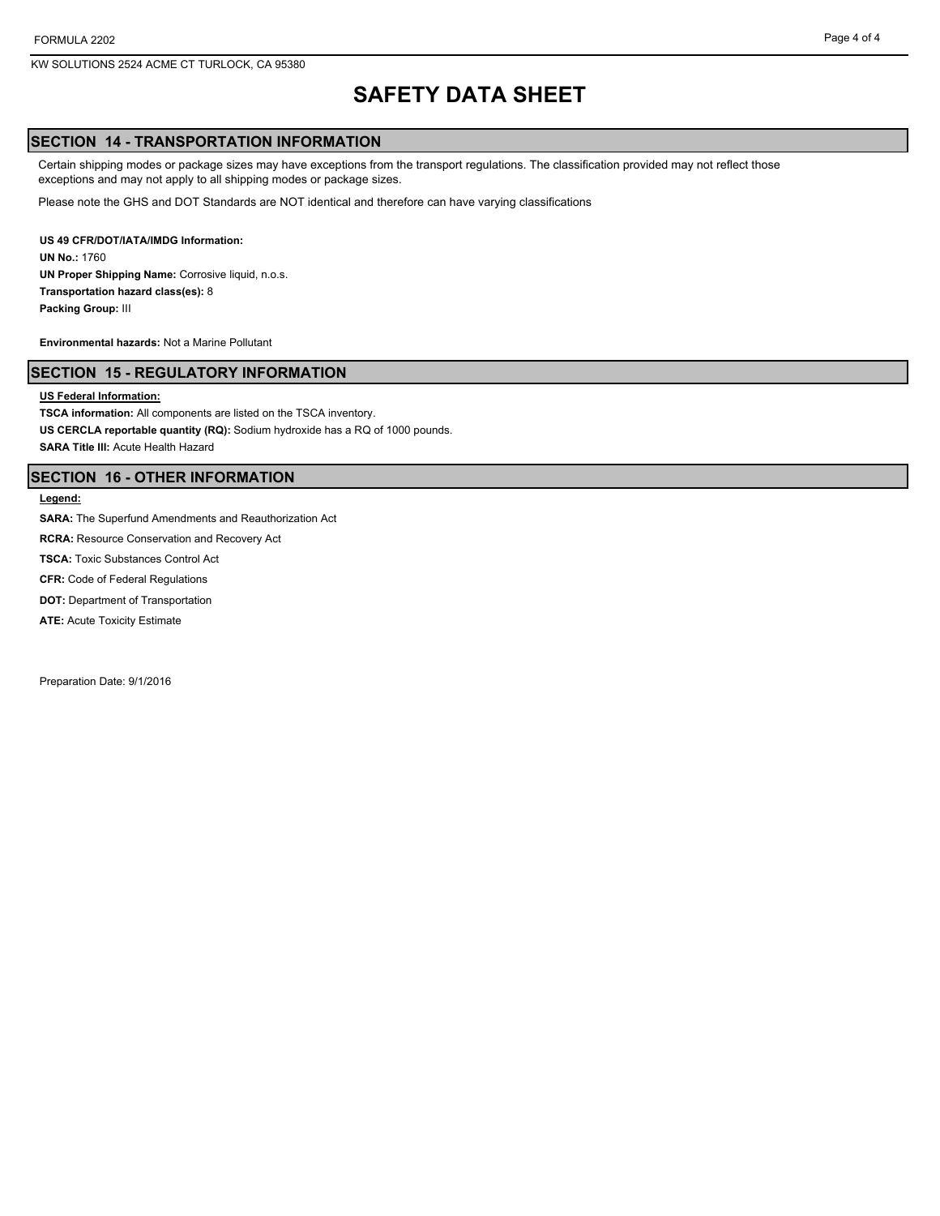# SAFETY DATA SHEET

## SECTION 14 - TRANSPORTATION INFORMATION

Certain shipping modes or package sizes may have exceptions from the transport regulations. The classification provided may not reflect those exceptions and may not apply to all shipping modes or package sizes.

Please note the GHS and DOT Standards are NOT identical and therefore can have varying classifications

**US 49 CFR/DOT/IATA/IMDG Information:**

**UN No.:** 1760

**UN Proper Shipping Name:** Corrosive liquid, n.o.s.

**Transportation hazard class(es):** 8

**Packing Group:** III

**Environmental hazards:** Not a Marine Pollutant

## SECTION 15 - REGULATORY INFORMATION

**US Federal Information:**

**TSCA information:** All components are listed on the TSCA inventory.

**US CERCLA reportable quantity (RQ):** Sodium hydroxide has a RQ of 1000 pounds.

**SARA Title III:** Acute Health Hazard

## SECTION 16 - OTHER INFORMATION

**Legend:**

**SARA:** The Superfund Amendments and Reauthorization Act

**RCRA:** Resource Conservation and Recovery Act

**TSCA:** Toxic Substances Control Act

**CFR:** Code of Federal Regulations

**DOT:** Department of Transportation

**ATE:** Acute Toxicity Estimate

Preparation Date: 9/1/2016